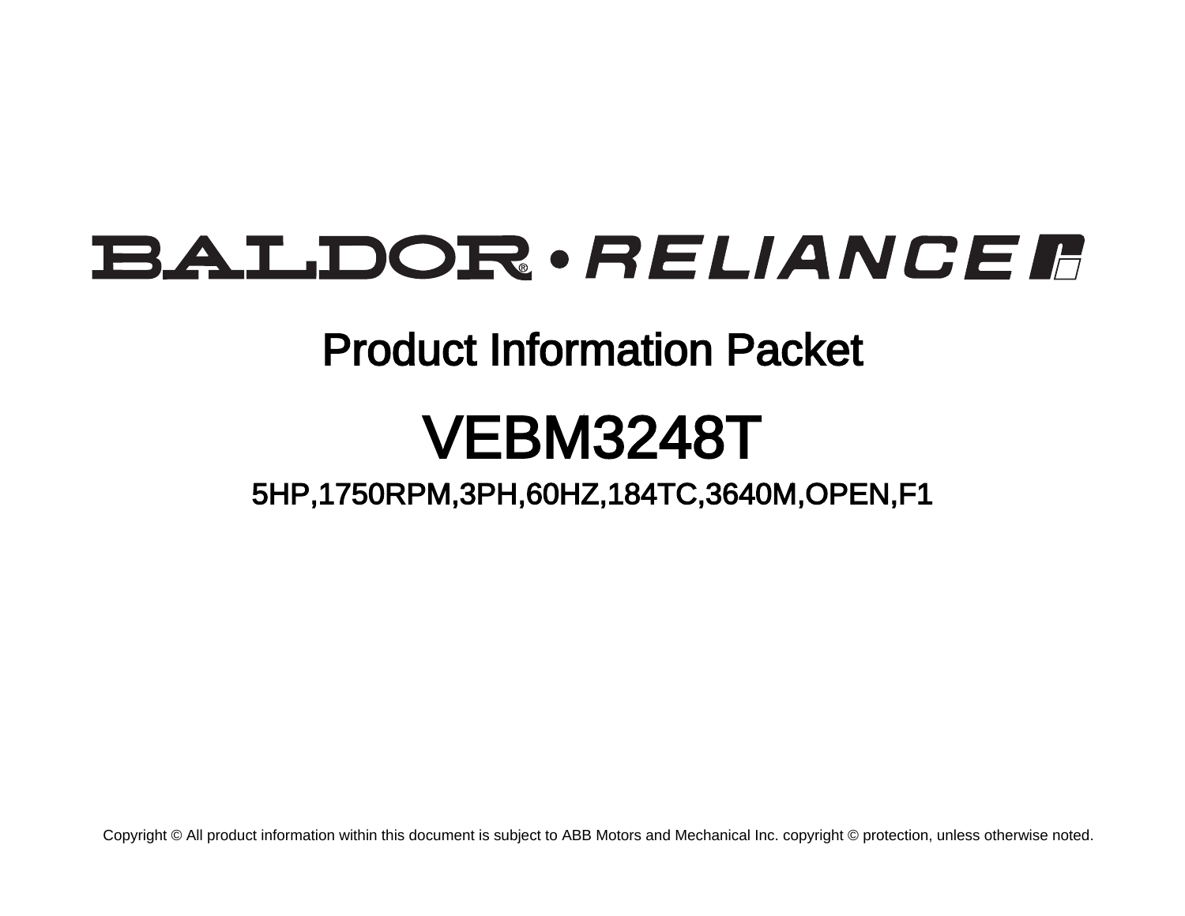BALDOR • RELIANCE

# Product Information Packet

# VEBM3248T

## 5HP,1750RPM,3PH,60HZ,184TC,3640M,OPEN,F1

Copyright © All product information within this document is subject to ABB Motors and Mechanical Inc. copyright © protection, unless otherwise noted.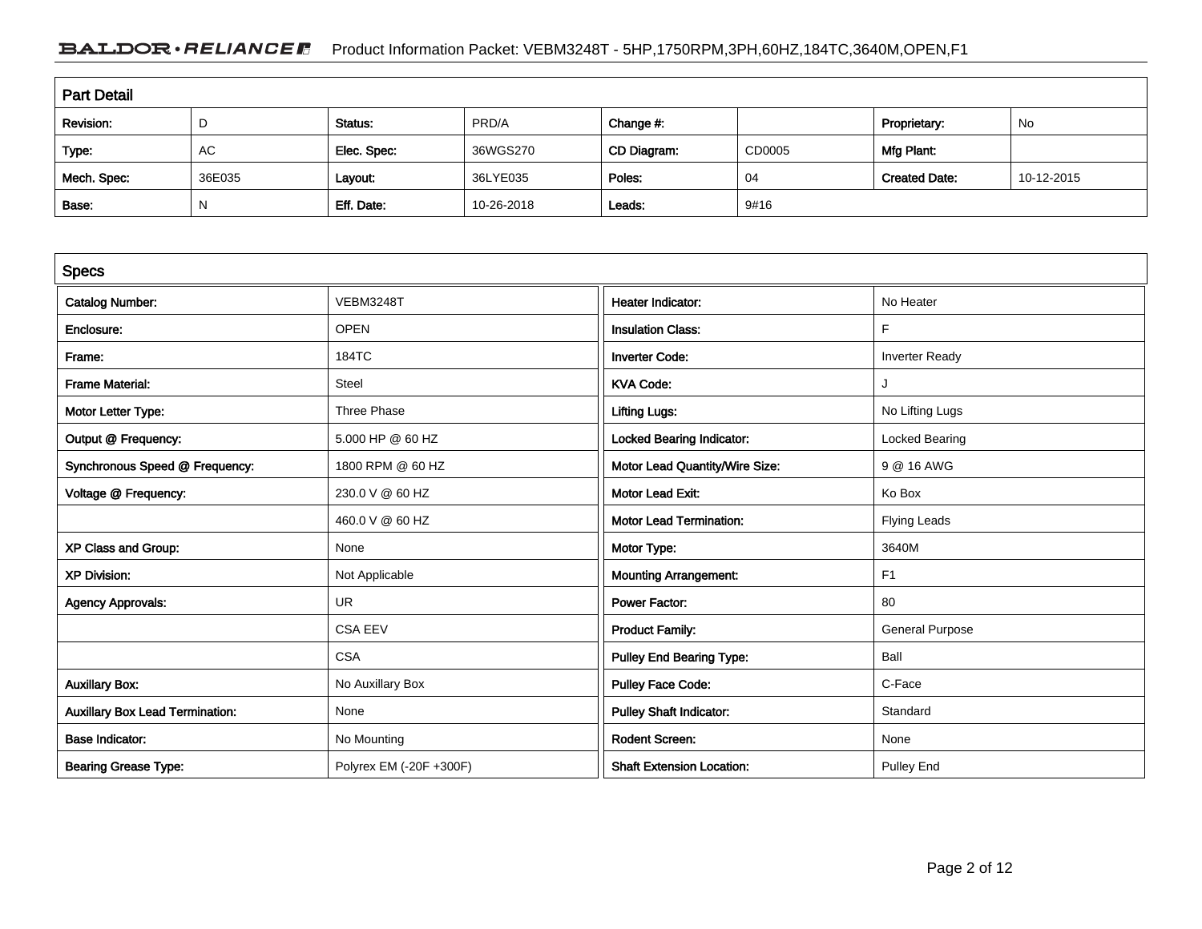## Part Detail

| Revision: | D | Status: | PRD/A | Change #: | | Proprietary: | No |
|---|---|---|---|---|---|---|---|
| Type: | AC | Elec. Spec: | 36WGS270 | CD Diagram: | CD0005 | Mfg Plant: | |
| Mech. Spec: | 36E035 | Layout: | 36LYE035 | Poles: | 04 | Created Date: | 10-12-2015 |
| Base: | N | Eff. Date: | 10-26-2018 | Leads: | 9#16 | | |

## Specs

| | | | |
|---|---|---|---|
| Catalog Number: | VEBM3248T | Heater Indicator: | No Heater |
| Enclosure: | OPEN | Insulation Class: | F |
| Frame: | 184TC | Inverter Code: | Inverter Ready |
| Frame Material: | Steel | KVA Code: | J |
| Motor Letter Type: | Three Phase | Lifting Lugs: | No Lifting Lugs |
| Output @ Frequency: | 5.000 HP @ 60 HZ | Locked Bearing Indicator: | Locked Bearing |
| Synchronous Speed @ Frequency: | 1800 RPM @ 60 HZ | Motor Lead Quantity/Wire Size: | 9 @ 16 AWG |
| Voltage @ Frequency: | 230.0 V @ 60 HZ | Motor Lead Exit: | Ko Box |
| | 460.0 V @ 60 HZ | Motor Lead Termination: | Flying Leads |
| XP Class and Group: | None | Motor Type: | 3640M |
| XP Division: | Not Applicable | Mounting Arrangement: | F1 |
| Agency Approvals: | UR | Power Factor: | 80 |
| | CSA EEV | Product Family: | General Purpose |
| | CSA | Pulley End Bearing Type: | Ball |
| Auxillary Box: | No Auxillary Box | Pulley Face Code: | C-Face |
| Auxillary Box Lead Termination: | None | Pulley Shaft Indicator: | Standard |
| Base Indicator: | No Mounting | Rodent Screen: | None |
| Bearing Grease Type: | Polyrex EM (-20F +300F) | Shaft Extension Location: | Pulley End |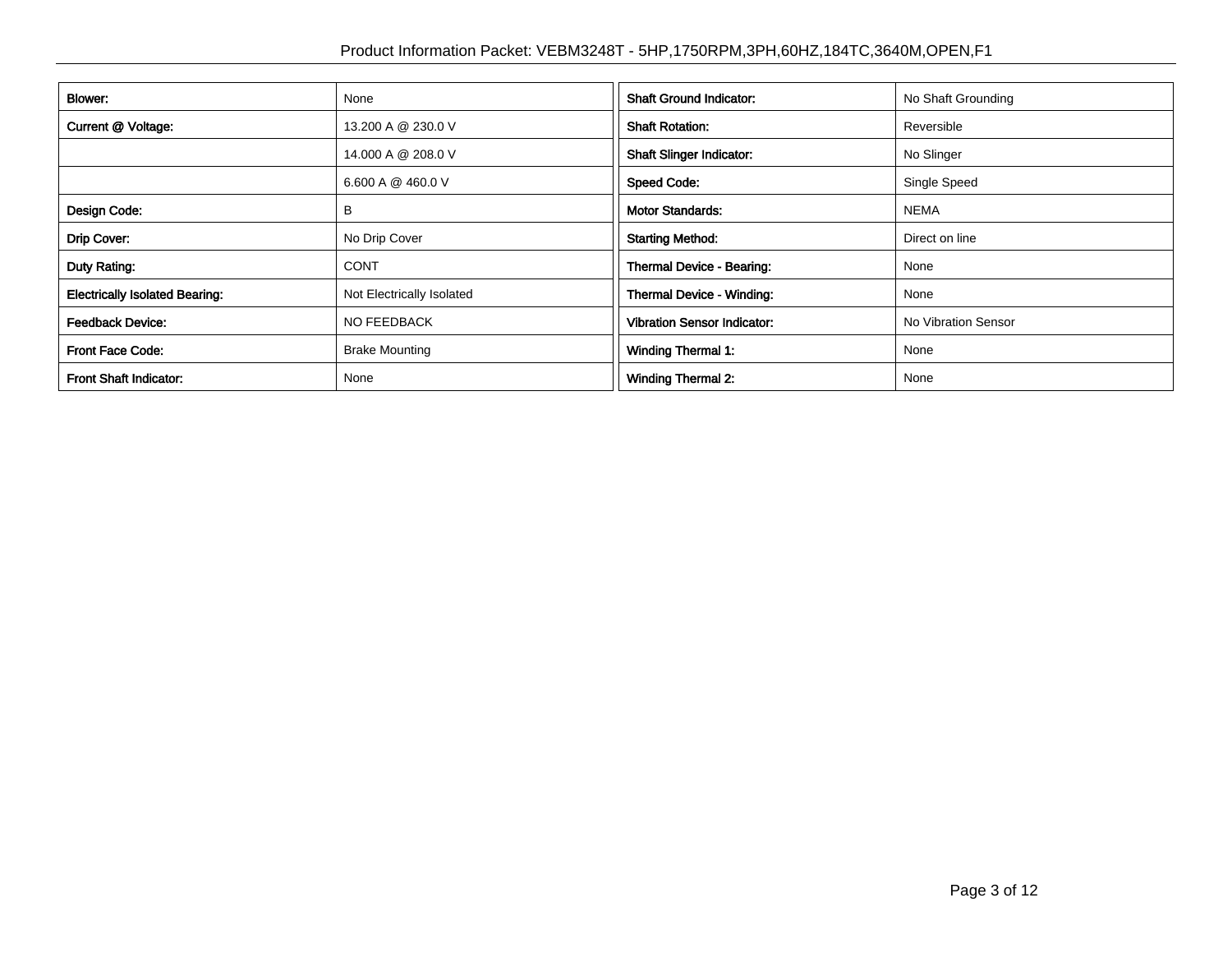| Blower: | None | Shaft Ground Indicator: | No Shaft Grounding |
| --- | --- | --- | --- |
| Current @ Voltage: | 13.200 A @ 230.0 V | Shaft Rotation: | Reversible |
| | 14.000 A @ 208.0 V | Shaft Slinger Indicator: | No Slinger |
| | 6.600 A @ 460.0 V | Speed Code: | Single Speed |
| Design Code: | B | Motor Standards: | NEMA |
| Drip Cover: | No Drip Cover | Starting Method: | Direct on line |
| Duty Rating: | CONT | Thermal Device - Bearing: | None |
| Electrically Isolated Bearing: | Not Electrically Isolated | Thermal Device - Winding: | None |
| Feedback Device: | NO FEEDBACK | Vibration Sensor Indicator: | No Vibration Sensor |
| Front Face Code: | Brake Mounting | Winding Thermal 1: | None |
| Front Shaft Indicator: | None | Winding Thermal 2: | None |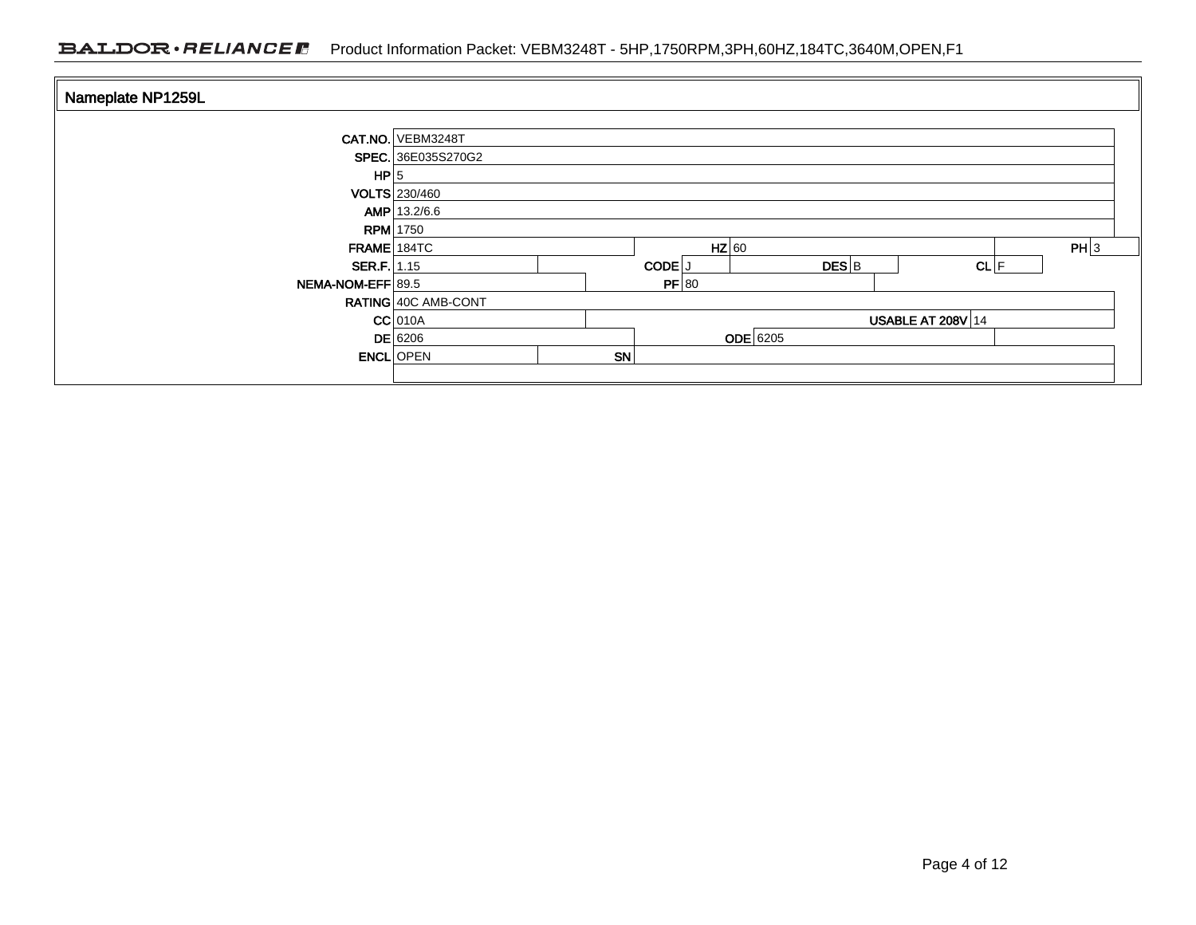## Nameplate NP1259L

| | | | | | | | | | |
|---|---|---|---|---|---|---|---|---|---|
| **CAT.NO.** | VEBM3248T | | | | | | | | |
| **SPEC.** | 36E035S270G2 | | | | | | | | |
| **HP** | 5 | | | | | | | | |
| **VOLTS** | 230/460 | | | | | | | | |
| **AMP** | 13.2/6.6 | | | | | | | | |
| **RPM** | 1750 | | | | | | | | |
| **FRAME** | 184TC | **HZ** | 60 | | | | | **PH** | 3 |
| **SER.F.** | 1.15 | **CODE** | J | **DES** | B | | | **CL** | F |
| **NEMA-NOM-EFF** | 89.5 | **PF** | 80 | | | | | | |
| **RATING** | 40C AMB-CONT | | | | | | | | |
| **CC** | 010A | | | | | **USABLE AT 208V** | 14 | | |
| **DE** | 6206 | **ODE** | 6205 | | | | | | |
| **ENCL** | OPEN | **SN** | | | | | | | |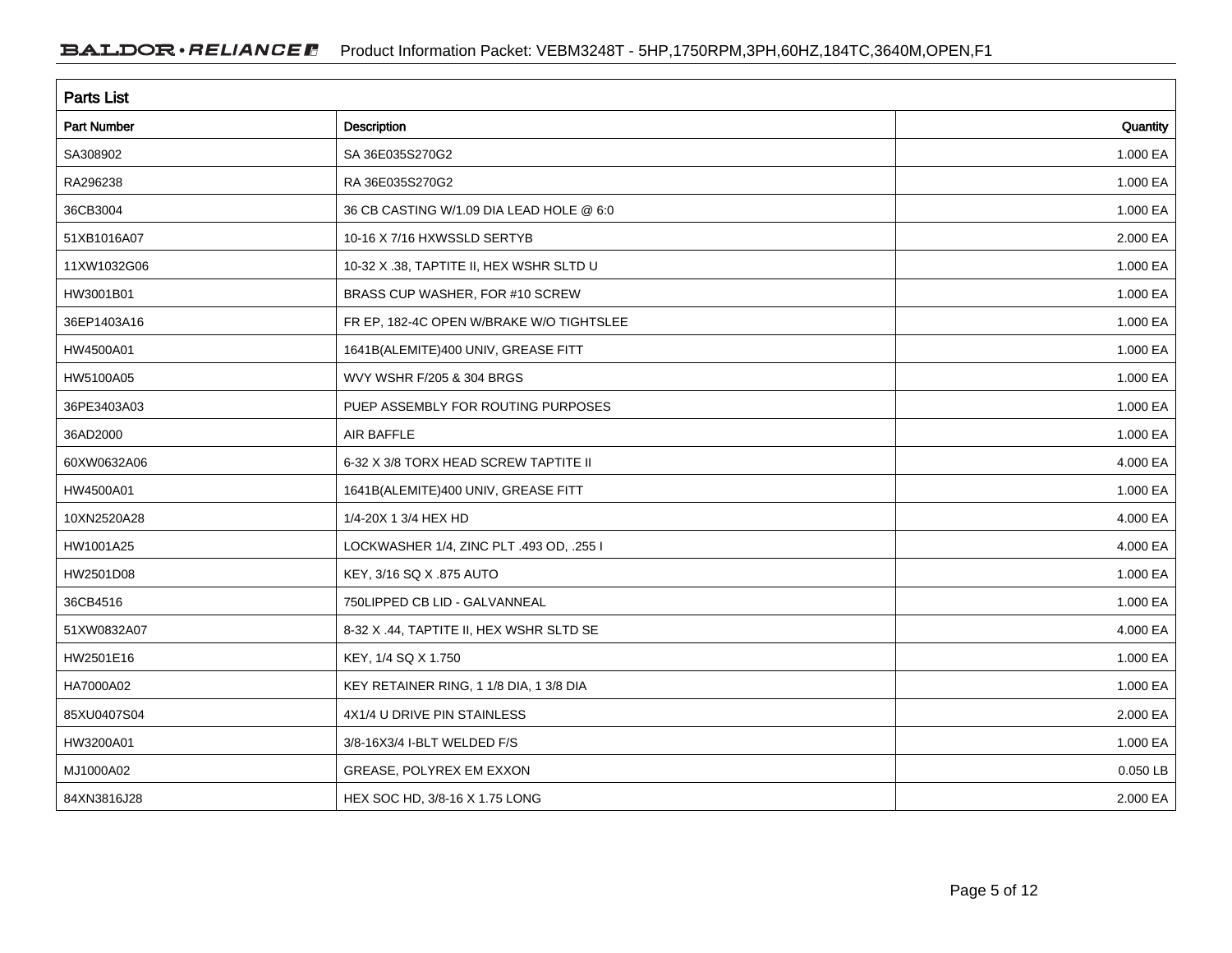## Parts List

| Part Number | Description | Quantity |
|---|---|---|
| SA308902 | SA 36E035S270G2 | 1.000 EA |
| RA296238 | RA 36E035S270G2 | 1.000 EA |
| 36CB3004 | 36 CB CASTING W/1.09 DIA LEAD HOLE @ 6:0 | 1.000 EA |
| 51XB1016A07 | 10-16 X 7/16 HXWSSLD SERTYB | 2.000 EA |
| 11XW1032G06 | 10-32 X .38, TAPTITE II, HEX WSHR SLTD U | 1.000 EA |
| HW3001B01 | BRASS CUP WASHER, FOR #10 SCREW | 1.000 EA |
| 36EP1403A16 | FR EP, 182-4C OPEN W/BRAKE W/O TIGHTSLEE | 1.000 EA |
| HW4500A01 | 1641B(ALEMITE)400 UNIV, GREASE FITT | 1.000 EA |
| HW5100A05 | WVY WSHR F/205 & 304 BRGS | 1.000 EA |
| 36PE3403A03 | PUEP ASSEMBLY FOR ROUTING PURPOSES | 1.000 EA |
| 36AD2000 | AIR BAFFLE | 1.000 EA |
| 60XW0632A06 | 6-32 X 3/8 TORX HEAD SCREW TAPTITE II | 4.000 EA |
| HW4500A01 | 1641B(ALEMITE)400 UNIV, GREASE FITT | 1.000 EA |
| 10XN2520A28 | 1/4-20X 1 3/4 HEX HD | 4.000 EA |
| HW1001A25 | LOCKWASHER 1/4, ZINC PLT .493 OD, .255 I | 4.000 EA |
| HW2501D08 | KEY, 3/16 SQ X .875 AUTO | 1.000 EA |
| 36CB4516 | 750LIPPED CB LID - GALVANNEAL | 1.000 EA |
| 51XW0832A07 | 8-32 X .44, TAPTITE II, HEX WSHR SLTD SE | 4.000 EA |
| HW2501E16 | KEY, 1/4 SQ X 1.750 | 1.000 EA |
| HA7000A02 | KEY RETAINER RING, 1 1/8 DIA, 1 3/8 DIA | 1.000 EA |
| 85XU0407S04 | 4X1/4 U DRIVE PIN STAINLESS | 2.000 EA |
| HW3200A01 | 3/8-16X3/4 I-BLT WELDED F/S | 1.000 EA |
| MJ1000A02 | GREASE, POLYREX EM EXXON | 0.050 LB |
| 84XN3816J28 | HEX SOC HD, 3/8-16 X 1.75 LONG | 2.000 EA |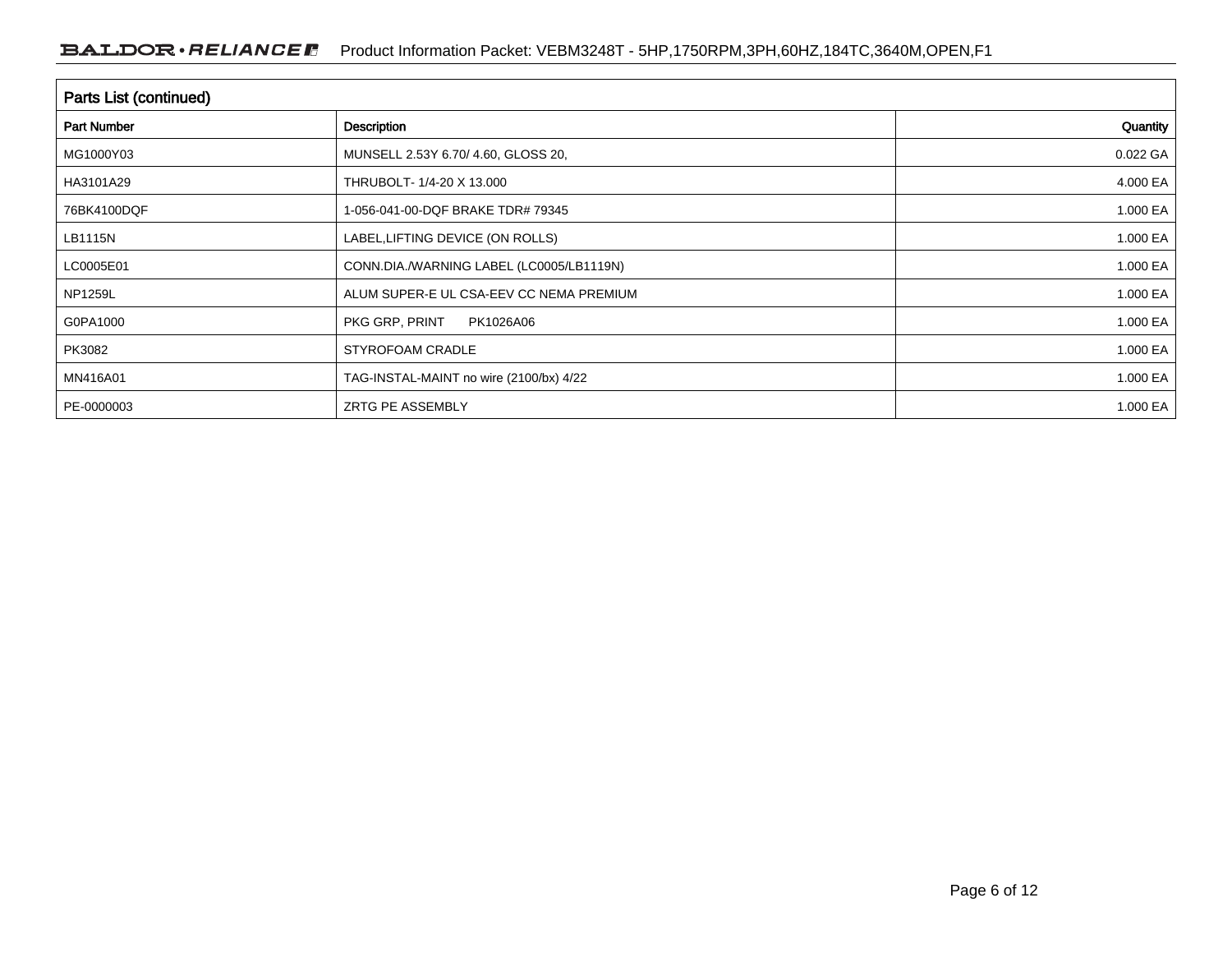## Parts List (continued)

| Part Number | Description | Quantity |
|---|---|---|
| MG1000Y03 | MUNSELL 2.53Y 6.70/ 4.60, GLOSS 20, | 0.022 GA |
| HA3101A29 | THRUBOLT- 1/4-20 X 13.000 | 4.000 EA |
| 76BK4100DQF | 1-056-041-00-DQF BRAKE TDR# 79345 | 1.000 EA |
| LB1115N | LABEL,LIFTING DEVICE (ON ROLLS) | 1.000 EA |
| LC0005E01 | CONN.DIA./WARNING LABEL (LC0005/LB1119N) | 1.000 EA |
| NP1259L | ALUM SUPER-E UL CSA-EEV CC NEMA PREMIUM | 1.000 EA |
| G0PA1000 | PKG GRP, PRINT PK1026A06 | 1.000 EA |
| PK3082 | STYROFOAM CRADLE | 1.000 EA |
| MN416A01 | TAG-INSTAL-MAINT no wire (2100/bx) 4/22 | 1.000 EA |
| PE-0000003 | ZRTG PE ASSEMBLY | 1.000 EA |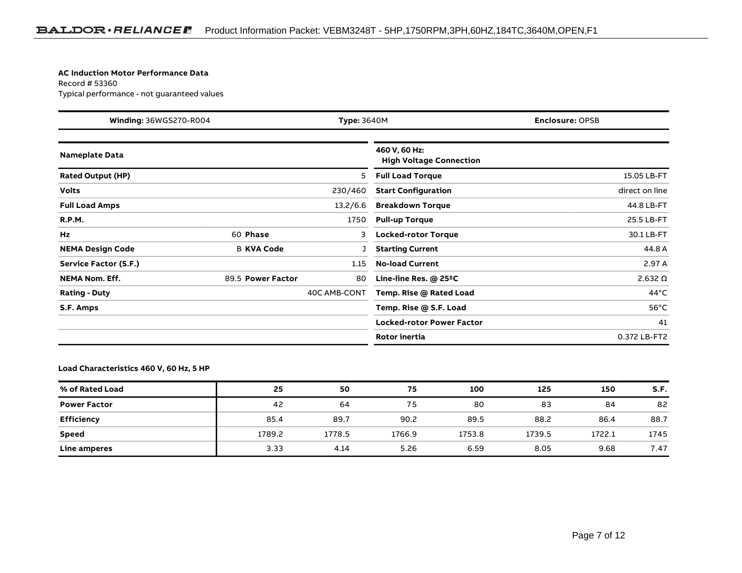**AC Induction Motor Performance Data**
Record # 53360
Typical performance - not guaranteed values

| **Winding:** 36WGS270-R004 | **Type:** 3640M | **Enclosure:** OPSB |
|---|---|---|

| Nameplate Data | | | |
|---|---|---|---|
| **Rated Output (HP)** | | | 5 |
| **Volts** | | | 230/460 |
| **Full Load Amps** | | | 13.2/6.6 |
| **R.P.M.** | | | 1750 |
| **Hz** | 60 | **Phase** | 3 |
| **NEMA Design Code** | B | **KVA Code** | J |
| **Service Factor (S.F.)** | | | 1.15 |
| **NEMA Nom. Eff.** | 89.5 | **Power Factor** | 80 |
| **Rating - Duty** | | | 40C AMB-CONT |
| **S.F. Amps** | | | |

| 460 V, 60 Hz: High Voltage Connection | |
|---|---|
| **Full Load Torque** | 15.05 LB-FT |
| **Start Configuration** | direct on line |
| **Breakdown Torque** | 44.8 LB-FT |
| **Pull-up Torque** | 25.5 LB-FT |
| **Locked-rotor Torque** | 30.1 LB-FT |
| **Starting Current** | 44.8 A |
| **No-load Current** | 2.97 A |
| **Line-line Res. @ 25ºC** | 2.632 Ω |
| **Temp. Rise @ Rated Load** | 44°C |
| **Temp. Rise @ S.F. Load** | 56°C |
| **Locked-rotor Power Factor** | 41 |
| **Rotor inertia** | 0.372 LB-FT2 |

**Load Characteristics 460 V, 60 Hz, 5 HP**

| % of Rated Load | 25 | 50 | 75 | 100 | 125 | 150 | S.F. |
|---|---|---|---|---|---|---|---|
| **Power Factor** | 42 | 64 | 75 | 80 | 83 | 84 | 82 |
| **Efficiency** | 85.4 | 89.7 | 90.2 | 89.5 | 88.2 | 86.4 | 88.7 |
| **Speed** | 1789.2 | 1778.5 | 1766.9 | 1753.8 | 1739.5 | 1722.1 | 1745 |
| **Line amperes** | 3.33 | 4.14 | 5.26 | 6.59 | 8.05 | 9.68 | 7.47 |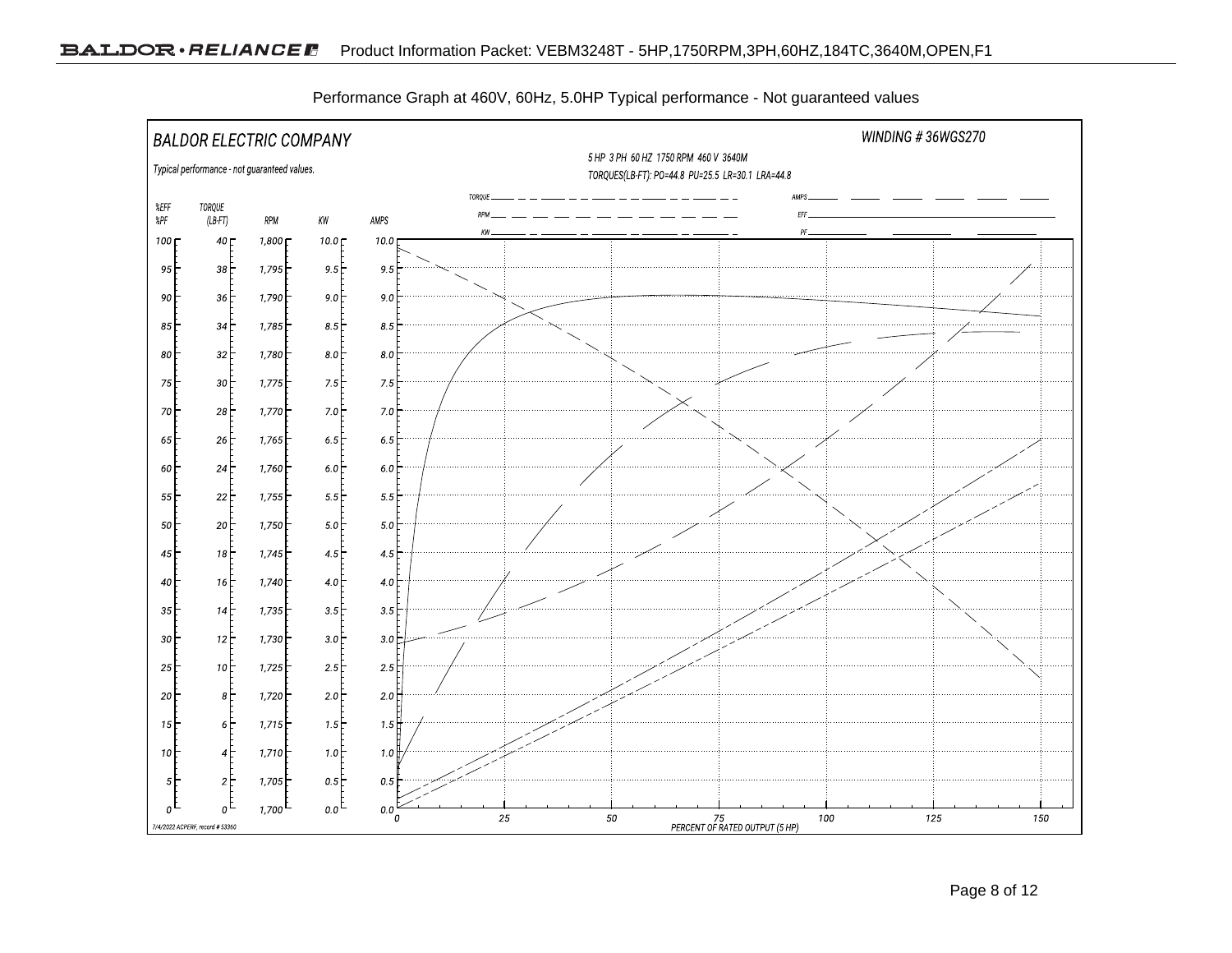Performance Graph at 460V, 60Hz, 5.0HP Typical performance - Not guaranteed values

BALDOR ELECTRIC COMPANY

Typical performance - not guaranteed values.

WINDING # 36WGS270

5 HP 3 PH 60 HZ 1750 RPM 460 V 3640M

TORQUES(LB-FT): PO=44.8 PU=25.5 LR=30.1 LRA=44.8

Legend: TORQUE, RPM, KW, AMPS, EFF, PF

| %EFF %PF | TORQUE (LB-FT) | RPM | KW | AMPS |
|---|---|---|---|---|
| 100 | 40 | 1,800 | 10.0 | 10.0 |
| 95 | 38 | 1,795 | 9.5 | 9.5 |
| 90 | 36 | 1,790 | 9.0 | 9.0 |
| 85 | 34 | 1,785 | 8.5 | 8.5 |
| 80 | 32 | 1,780 | 8.0 | 8.0 |
| 75 | 30 | 1,775 | 7.5 | 7.5 |
| 70 | 28 | 1,770 | 7.0 | 7.0 |
| 65 | 26 | 1,765 | 6.5 | 6.5 |
| 60 | 24 | 1,760 | 6.0 | 6.0 |
| 55 | 22 | 1,755 | 5.5 | 5.5 |
| 50 | 20 | 1,750 | 5.0 | 5.0 |
| 45 | 18 | 1,745 | 4.5 | 4.5 |
| 40 | 16 | 1,740 | 4.0 | 4.0 |
| 35 | 14 | 1,735 | 3.5 | 3.5 |
| 30 | 12 | 1,730 | 3.0 | 3.0 |
| 25 | 10 | 1,725 | 2.5 | 2.5 |
| 20 | 8 | 1,720 | 2.0 | 2.0 |
| 15 | 6 | 1,715 | 1.5 | 1.5 |
| 10 | 4 | 1,710 | 1.0 | 1.0 |
| 5 | 2 | 1,705 | 0.5 | 0.5 |
| 0 | 0 | 1,700 | 0.0 | 0.0 |

PERCENT OF RATED OUTPUT (5 HP): 0, 25, 50, 75, 100, 125, 150

7/4/2022 ACPERF, record # 53360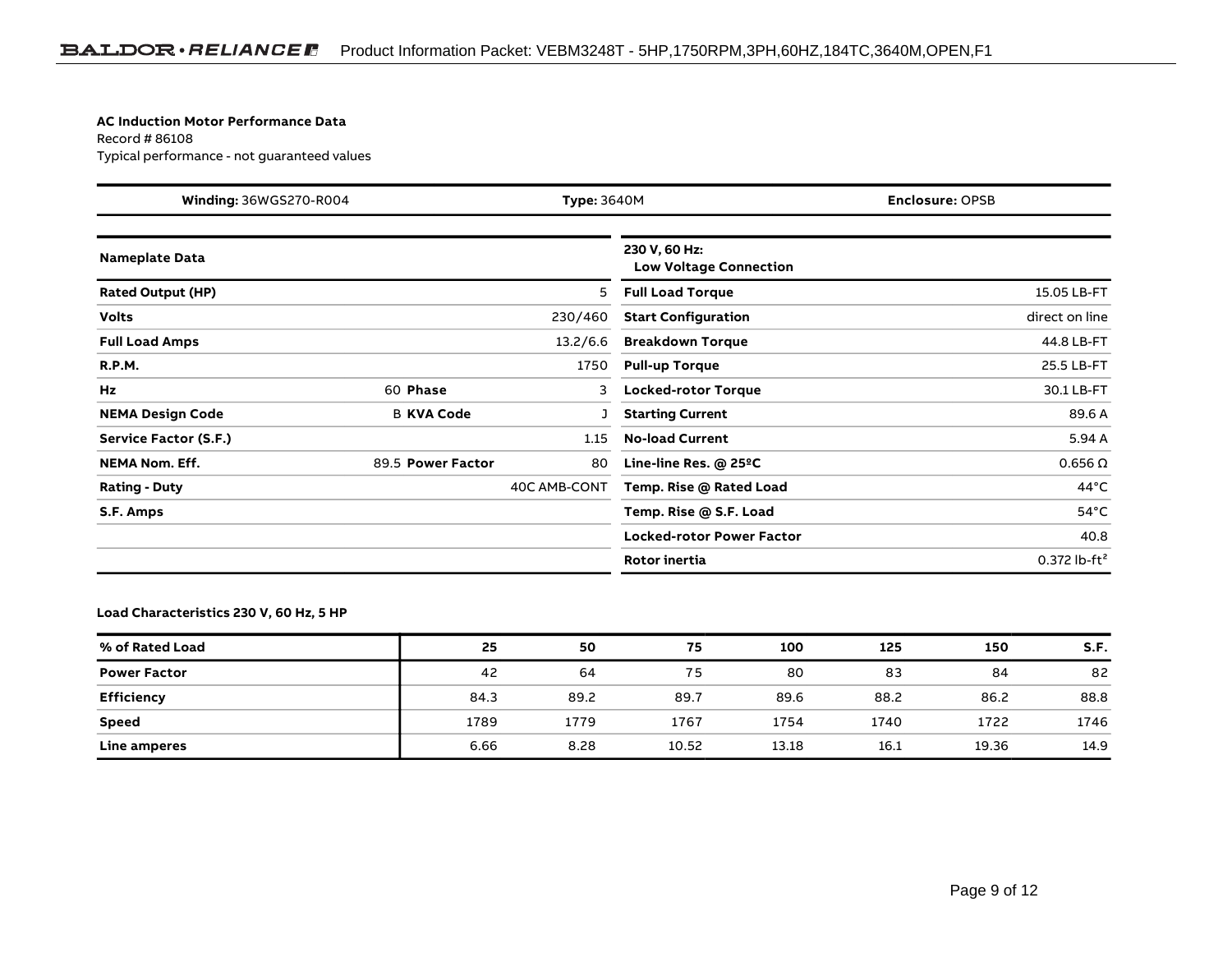**AC Induction Motor Performance Data**
Record # 86108
Typical performance - not guaranteed values

| **Winding:** 36WGS270-R004 | **Type:** 3640M | **Enclosure:** OPSB |
|---|---|---|

| **Nameplate Data** | | | | **230 V, 60 Hz: Low Voltage Connection** | |
|---|---|---|---|---|---|
| **Rated Output (HP)** | | | 5 | **Full Load Torque** | 15.05 LB-FT |
| **Volts** | | | 230/460 | **Start Configuration** | direct on line |
| **Full Load Amps** | | | 13.2/6.6 | **Breakdown Torque** | 44.8 LB-FT |
| **R.P.M.** | | | 1750 | **Pull-up Torque** | 25.5 LB-FT |
| **Hz** | 60 | **Phase** | 3 | **Locked-rotor Torque** | 30.1 LB-FT |
| **NEMA Design Code** | B | **KVA Code** | J | **Starting Current** | 89.6 A |
| **Service Factor (S.F.)** | | | 1.15 | **No-load Current** | 5.94 A |
| **NEMA Nom. Eff.** | 89.5 | **Power Factor** | 80 | **Line-line Res. @ 25ºC** | 0.656 Ω |
| **Rating - Duty** | | | 40C AMB-CONT | **Temp. Rise @ Rated Load** | 44°C |
| **S.F. Amps** | | | | **Temp. Rise @ S.F. Load** | 54°C |
| | | | | **Locked-rotor Power Factor** | 40.8 |
| | | | | **Rotor inertia** | 0.372 lb-ft$^2$ |

**Load Characteristics 230 V, 60 Hz, 5 HP**

| **% of Rated Load** | **25** | **50** | **75** | **100** | **125** | **150** | **S.F.** |
|---|---|---|---|---|---|---|---|
| **Power Factor** | 42 | 64 | 75 | 80 | 83 | 84 | 82 |
| **Efficiency** | 84.3 | 89.2 | 89.7 | 89.6 | 88.2 | 86.2 | 88.8 |
| **Speed** | 1789 | 1779 | 1767 | 1754 | 1740 | 1722 | 1746 |
| **Line amperes** | 6.66 | 8.28 | 10.52 | 13.18 | 16.1 | 19.36 | 14.9 |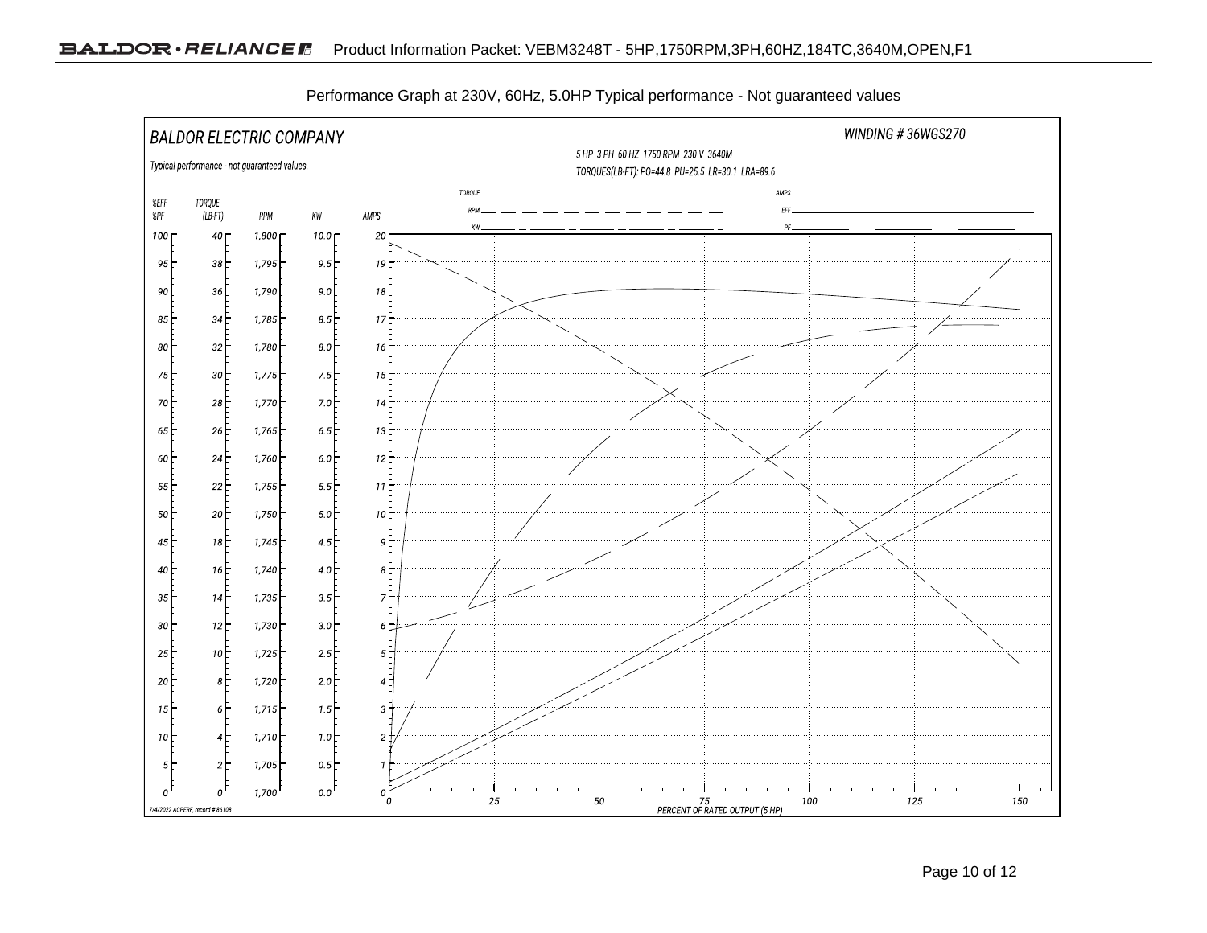Performance Graph at 230V, 60Hz, 5.0HP Typical performance - Not guaranteed values

BALDOR ELECTRIC COMPANY

WINDING # 36WGS270

Typical performance - not guaranteed values.

5 HP 3 PH 60 HZ 1750 RPM 230 V 3640M

TORQUES(LB-FT): PO=44.8 PU=25.5 LR=30.1 LRA=89.6

TORQUE, RPM, KW, AMPS, EFF, PF

| %EFF %PF | TORQUE (LB-FT) | RPM | KW | AMPS |
|---|---|---|---|---|
| 100 | 40 | 1,800 | 10.0 | 20 |
| 95 | 38 | 1,795 | 9.5 | 19 |
| 90 | 36 | 1,790 | 9.0 | 18 |
| 85 | 34 | 1,785 | 8.5 | 17 |
| 80 | 32 | 1,780 | 8.0 | 16 |
| 75 | 30 | 1,775 | 7.5 | 15 |
| 70 | 28 | 1,770 | 7.0 | 14 |
| 65 | 26 | 1,765 | 6.5 | 13 |
| 60 | 24 | 1,760 | 6.0 | 12 |
| 55 | 22 | 1,755 | 5.5 | 11 |
| 50 | 20 | 1,750 | 5.0 | 10 |
| 45 | 18 | 1,745 | 4.5 | 9 |
| 40 | 16 | 1,740 | 4.0 | 8 |
| 35 | 14 | 1,735 | 3.5 | 7 |
| 30 | 12 | 1,730 | 3.0 | 6 |
| 25 | 10 | 1,725 | 2.5 | 5 |
| 20 | 8 | 1,720 | 2.0 | 4 |
| 15 | 6 | 1,715 | 1.5 | 3 |
| 10 | 4 | 1,710 | 1.0 | 2 |
| 5 | 2 | 1,705 | 0.5 | 1 |
| 0 | 0 | 1,700 | 0.0 | 0 |

0 25 50 75 100 125 150

PERCENT OF RATED OUTPUT (5 HP)

7/4/2022 ACPERF, record # 86108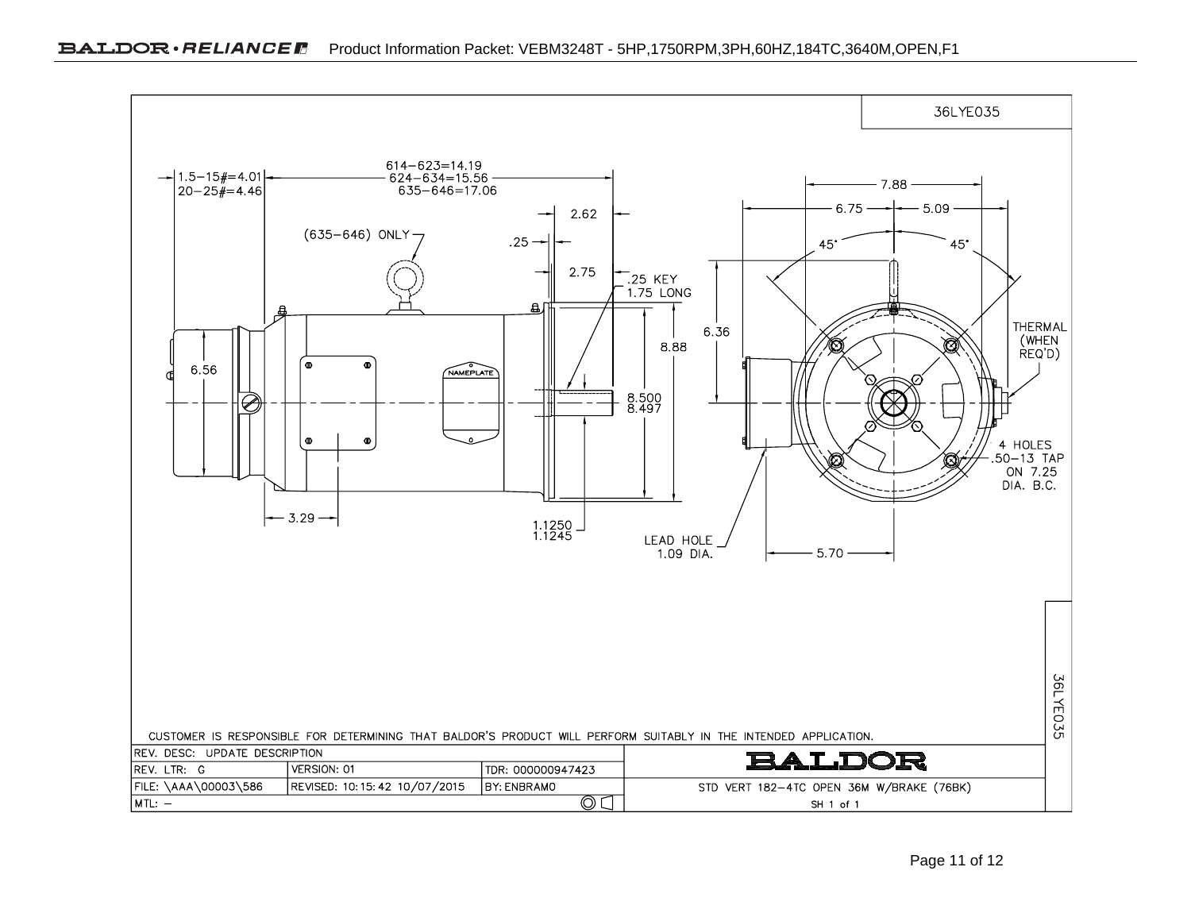36LYE035

614–623=14.19
624–634=15.56
635–646=17.06

1.5–15#=4.01
20–25#=4.46

(635–646) ONLY

2.62

.25

2.75

.25 KEY
1.75 LONG

6.56

8.88

8.500
8.497

3.29

1.1250
1.1245

7.88

6.75

5.09

45°

45°

6.36

THERMAL
(WHEN
REQ'D)

4 HOLES
.50–13 TAP
ON 7.25
DIA. B.C.

LEAD HOLE
1.09 DIA.

5.70

NAMEPLATE

CUSTOMER IS RESPONSIBLE FOR DETERMINING THAT BALDOR'S PRODUCT WILL PERFORM SUITABLY IN THE INTENDED APPLICATION.

| REV. DESC: UPDATE DESCRIPTION | | | BALDOR |
|---|---|---|---|
| REV. LTR: G | VERSION: 01 | TDR: 000000947423 | |
| FILE: \AAA\00003\586 | REVISED: 10:15:42 10/07/2015 | BY: ENBRAMO | STD VERT 182–4TC OPEN 36M W/BRAKE (76BK) |
| MTL: – | | | SH 1 of 1 |

36LYE035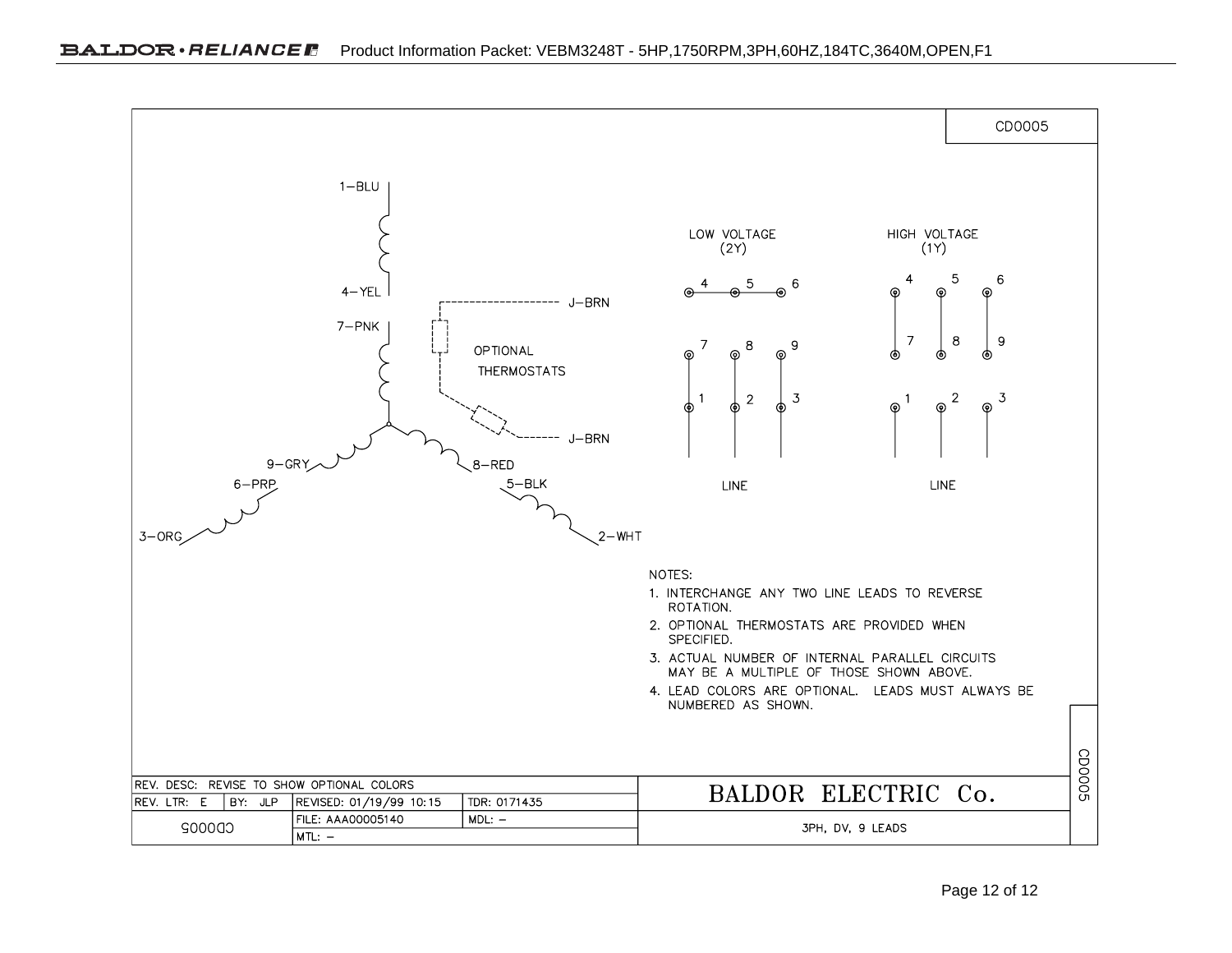CD0005

1-BLU

4-YEL

7-PNK

J-BRN

OPTIONAL THERMOSTATS

J-BRN

9-GRY

8-RED

6-PRP

5-BLK

3-ORG

2-WHT

LOW VOLTAGE (2Y)

4 5 6

7 8 9

1 2 3

LINE

HIGH VOLTAGE (1Y)

4 5 6

7 8 9

1 2 3

LINE

NOTES:

1. INTERCHANGE ANY TWO LINE LEADS TO REVERSE ROTATION.
2. OPTIONAL THERMOSTATS ARE PROVIDED WHEN SPECIFIED.
3. ACTUAL NUMBER OF INTERNAL PARALLEL CIRCUITS MAY BE A MULTIPLE OF THOSE SHOWN ABOVE.
4. LEAD COLORS ARE OPTIONAL. LEADS MUST ALWAYS BE NUMBERED AS SHOWN.

| | | | | |
|---|---|---|---|---|
| REV. DESC: REVISE TO SHOW OPTIONAL COLORS | | | | BALDOR ELECTRIC Co. |
| REV. LTR: E | BY: JLP | REVISED: 01/19/99 10:15 | TDR: 0171435 | |
| CD0005 | | FILE: AAA00005140 | MDL: – | 3PH, DV, 9 LEADS |
| | | MTL: – | | |

CD0005